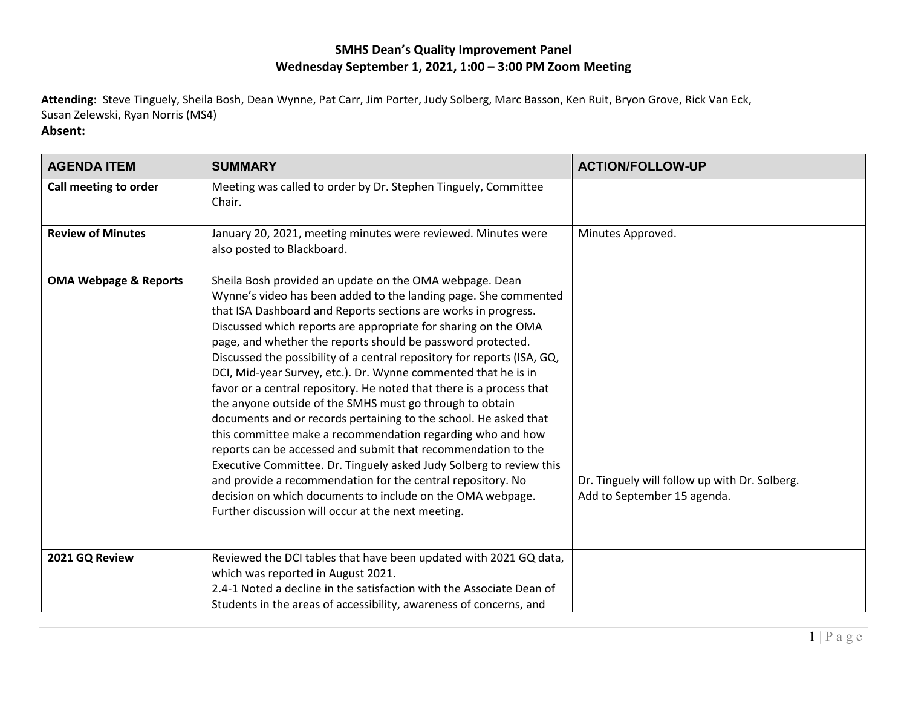**SMHS Dean's Quality Improvement Panel**
**Wednesday September 1, 2021, 1:00 – 3:00 PM Zoom Meeting**

**Attending:** Steve Tinguely, Sheila Bosh, Dean Wynne, Pat Carr, Jim Porter, Judy Solberg, Marc Basson, Ken Ruit, Bryon Grove, Rick Van Eck, Susan Zelewski, Ryan Norris (MS4)

**Absent:**

| AGENDA ITEM | SUMMARY | ACTION/FOLLOW-UP |
|---|---|---|
| **Call meeting to order** | Meeting was called to order by Dr. Stephen Tinguely, Committee Chair. | |
| **Review of Minutes** | January 20, 2021, meeting minutes were reviewed. Minutes were also posted to Blackboard. | Minutes Approved. |
| **OMA Webpage & Reports** | Sheila Bosh provided an update on the OMA webpage. Dean Wynne's video has been added to the landing page. She commented that ISA Dashboard and Reports sections are works in progress. Discussed which reports are appropriate for sharing on the OMA page, and whether the reports should be password protected. Discussed the possibility of a central repository for reports (ISA, GQ, DCI, Mid-year Survey, etc.). Dr. Wynne commented that he is in favor or a central repository. He noted that there is a process that the anyone outside of the SMHS must go through to obtain documents and or records pertaining to the school. He asked that this committee make a recommendation regarding who and how reports can be accessed and submit that recommendation to the Executive Committee. Dr. Tinguely asked Judy Solberg to review this and provide a recommendation for the central repository. No decision on which documents to include on the OMA webpage. Further discussion will occur at the next meeting. | Dr. Tinguely will follow up with Dr. Solberg. Add to September 15 agenda. |
| **2021 GQ Review** | Reviewed the DCI tables that have been updated with 2021 GQ data, which was reported in August 2021.<br>2.4-1 Noted a decline in the satisfaction with the Associate Dean of Students in the areas of accessibility, awareness of concerns, and | |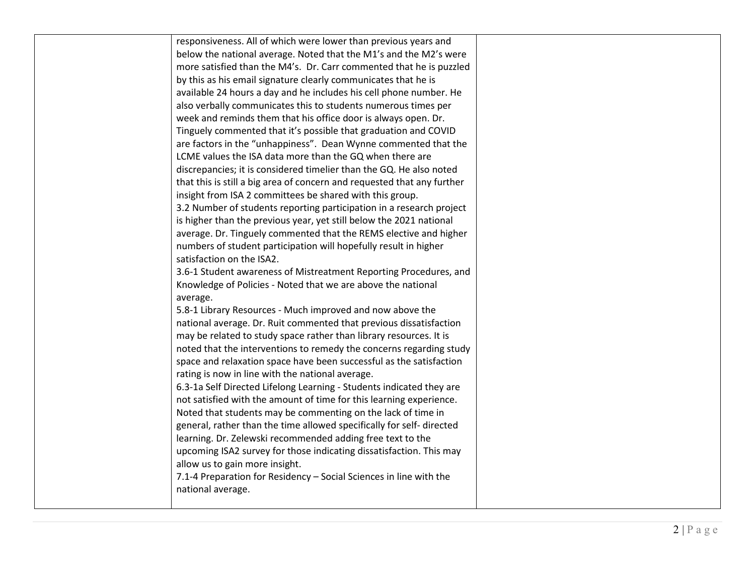| | | |
|---|---|---|
| | responsiveness. All of which were lower than previous years and below the national average. Noted that the M1's and the M2's were more satisfied than the M4's. Dr. Carr commented that he is puzzled by this as his email signature clearly communicates that he is available 24 hours a day and he includes his cell phone number. He also verbally communicates this to students numerous times per week and reminds them that his office door is always open. Dr. Tinguely commented that it's possible that graduation and COVID are factors in the "unhappiness". Dean Wynne commented that the LCME values the ISA data more than the GQ when there are discrepancies; it is considered timelier than the GQ. He also noted that this is still a big area of concern and requested that any further insight from ISA 2 committees be shared with this group.<br>3.2 Number of students reporting participation in a research project is higher than the previous year, yet still below the 2021 national average. Dr. Tinguely commented that the REMS elective and higher numbers of student participation will hopefully result in higher satisfaction on the ISA2.<br>3.6-1 Student awareness of Mistreatment Reporting Procedures, and Knowledge of Policies - Noted that we are above the national average.<br>5.8-1 Library Resources - Much improved and now above the national average. Dr. Ruit commented that previous dissatisfaction may be related to study space rather than library resources. It is noted that the interventions to remedy the concerns regarding study space and relaxation space have been successful as the satisfaction rating is now in line with the national average.<br>6.3-1a Self Directed Lifelong Learning - Students indicated they are not satisfied with the amount of time for this learning experience. Noted that students may be commenting on the lack of time in general, rather than the time allowed specifically for self- directed learning. Dr. Zelewski recommended adding free text to the upcoming ISA2 survey for those indicating dissatisfaction. This may allow us to gain more insight.<br>7.1-4 Preparation for Residency – Social Sciences in line with the national average. | |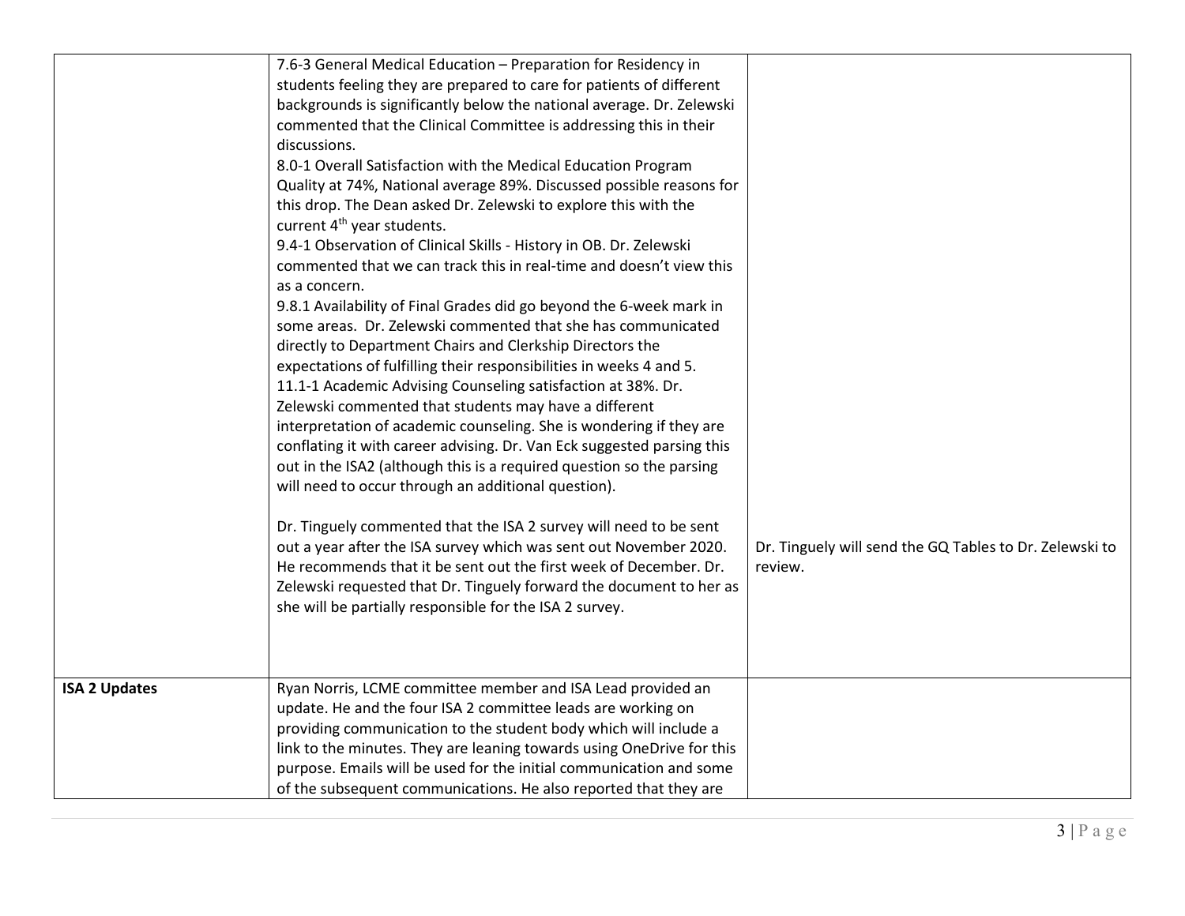|  |  |  |
|---|---|---|
|  | 7.6-3 General Medical Education – Preparation for Residency in students feeling they are prepared to care for patients of different backgrounds is significantly below the national average. Dr. Zelewski commented that the Clinical Committee is addressing this in their discussions.<br>8.0-1 Overall Satisfaction with the Medical Education Program Quality at 74%, National average 89%. Discussed possible reasons for this drop. The Dean asked Dr. Zelewski to explore this with the current 4th year students.<br>9.4-1 Observation of Clinical Skills - History in OB. Dr. Zelewski commented that we can track this in real-time and doesn't view this as a concern.<br>9.8.1 Availability of Final Grades did go beyond the 6-week mark in some areas. Dr. Zelewski commented that she has communicated directly to Department Chairs and Clerkship Directors the expectations of fulfilling their responsibilities in weeks 4 and 5.<br>11.1-1 Academic Advising Counseling satisfaction at 38%. Dr. Zelewski commented that students may have a different interpretation of academic counseling. She is wondering if they are conflating it with career advising. Dr. Van Eck suggested parsing this out in the ISA2 (although this is a required question so the parsing will need to occur through an additional question).<br><br>Dr. Tinguely commented that the ISA 2 survey will need to be sent out a year after the ISA survey which was sent out November 2020. He recommends that it be sent out the first week of December. Dr. Zelewski requested that Dr. Tinguely forward the document to her as she will be partially responsible for the ISA 2 survey. | Dr. Tinguely will send the GQ Tables to Dr. Zelewski to review. |
| **ISA 2 Updates** | Ryan Norris, LCME committee member and ISA Lead provided an update. He and the four ISA 2 committee leads are working on providing communication to the student body which will include a link to the minutes. They are leaning towards using OneDrive for this purpose. Emails will be used for the initial communication and some of the subsequent communications. He also reported that they are |  |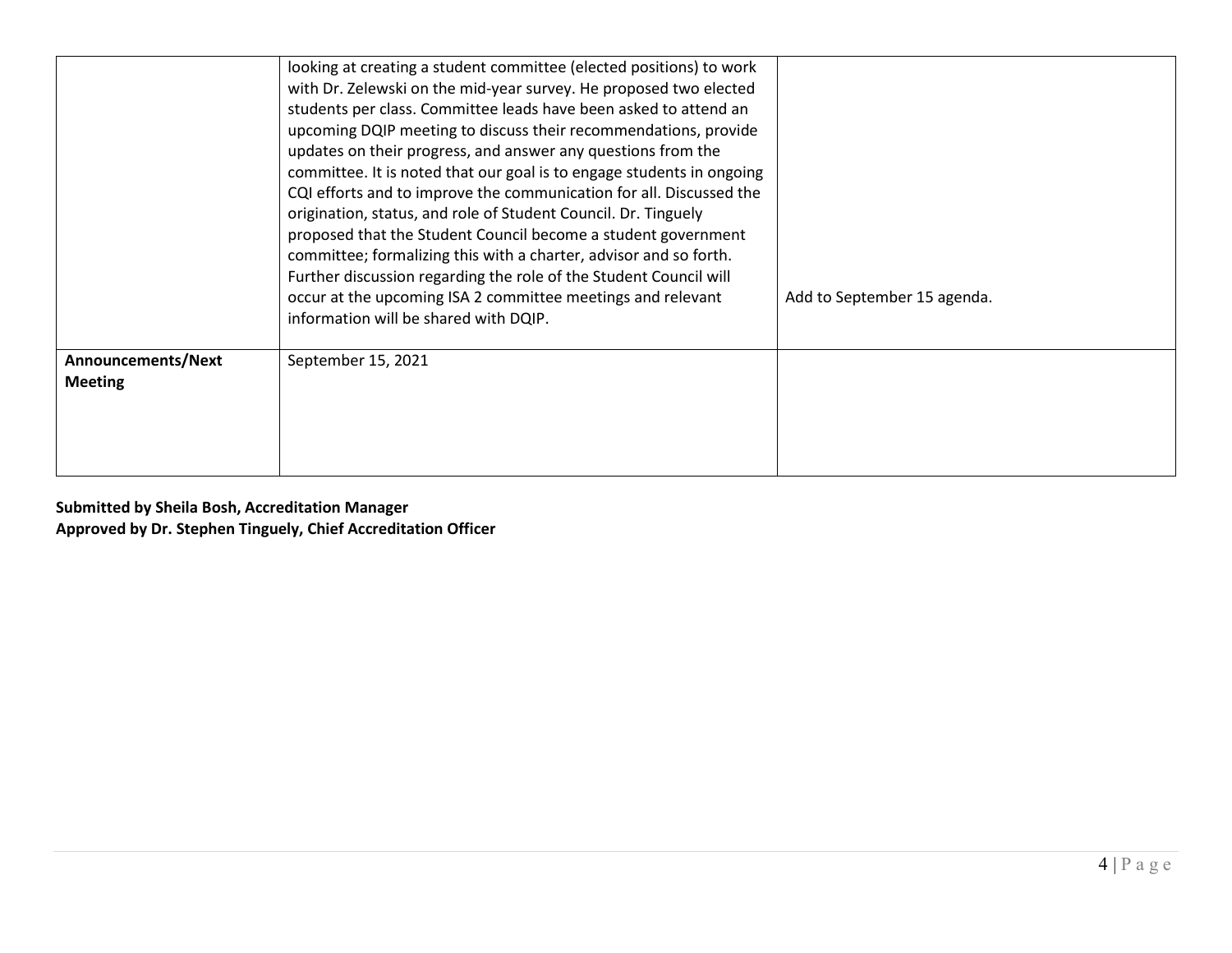| | | |
|---|---|---|
| | looking at creating a student committee (elected positions) to work with Dr. Zelewski on the mid-year survey. He proposed two elected students per class. Committee leads have been asked to attend an upcoming DQIP meeting to discuss their recommendations, provide updates on their progress, and answer any questions from the committee. It is noted that our goal is to engage students in ongoing CQI efforts and to improve the communication for all. Discussed the origination, status, and role of Student Council. Dr. Tinguely proposed that the Student Council become a student government committee; formalizing this with a charter, advisor and so forth. Further discussion regarding the role of the Student Council will occur at the upcoming ISA 2 committee meetings and relevant information will be shared with DQIP. | Add to September 15 agenda. |
| **Announcements/Next Meeting** | September 15, 2021 | |

**Submitted by Sheila Bosh, Accreditation Manager**
**Approved by Dr. Stephen Tinguely, Chief Accreditation Officer**